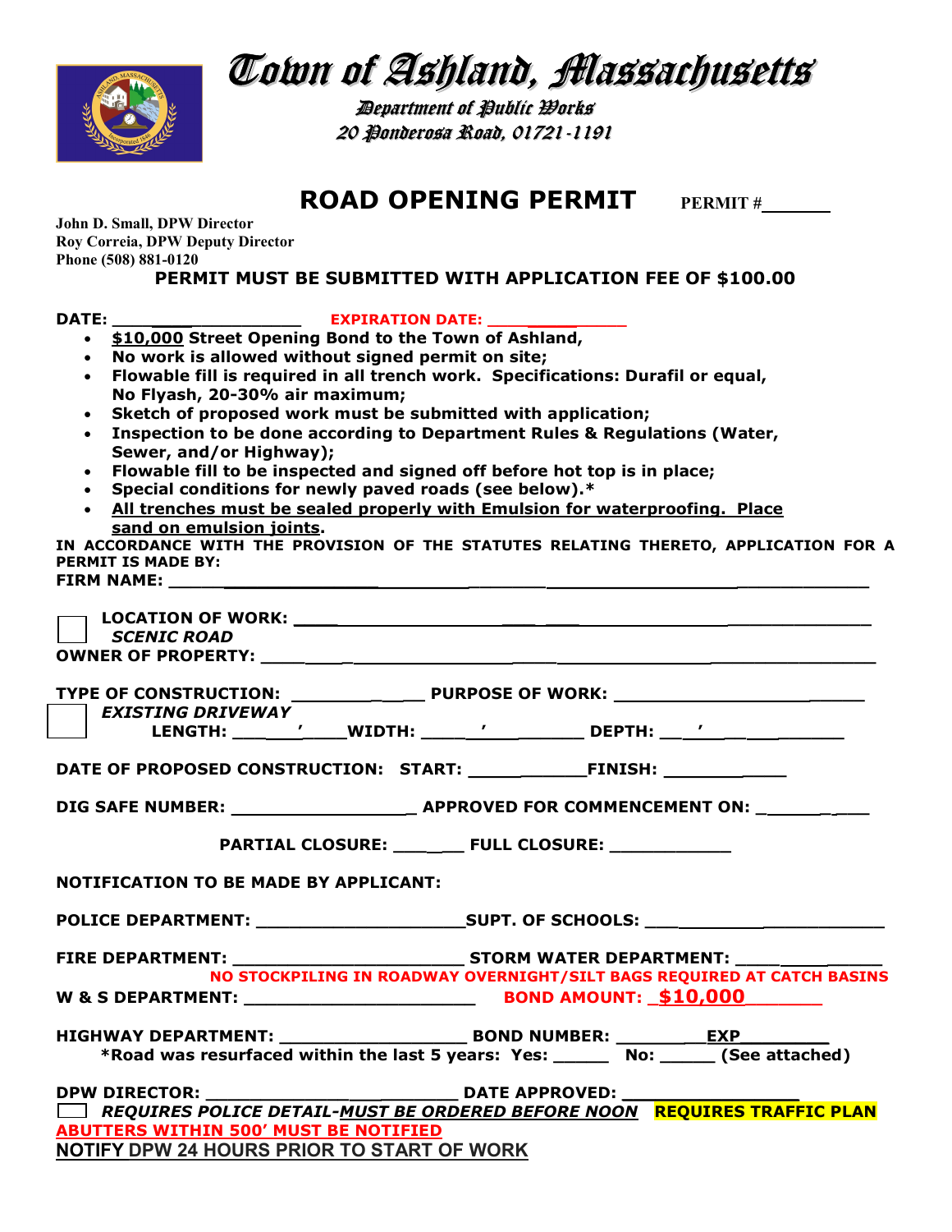# Town of Ashland, Massachusetts

*Department of Public Works*
*20 Ponderosa Road, 01721-1191*

## ROAD OPENING PERMIT

**PERMIT #________**

**John D. Small, DPW Director**
**Roy Correia, DPW Deputy Director**
**Phone (508) 881-0120**

**PERMIT MUST BE SUBMITTED WITH APPLICATION FEE OF $100.00**

**DATE: __________________ EXPIRATION DATE: ______________**

- **$10,000 Street Opening Bond to the Town of Ashland,**
- **No work is allowed without signed permit on site;**
- **Flowable fill is required in all trench work. Specifications: Durafil or equal, No Flyash, 20-30% air maximum;**
- **Sketch of proposed work must be submitted with application;**
- **Inspection to be done according to Department Rules & Regulations (Water, Sewer, and/or Highway);**
- **Flowable fill to be inspected and signed off before hot top is in place;**
- **Special conditions for newly paved roads (see below).***
- **All trenches must be sealed properly with Emulsion for waterproofing. Place sand on emulsion joints.**

**IN ACCORDANCE WITH THE PROVISION OF THE STATUTES RELATING THERETO, APPLICATION FOR A PERMIT IS MADE BY:**

**FIRM NAME: ______________________________________________**

☐ **LOCATION OF WORK: ______________________________________________**
***SCENIC ROAD***

**OWNER OF PROPERTY: ______________________________________________**

**TYPE OF CONSTRUCTION: ____________ PURPOSE OF WORK: ______________________**

☐ ***EXISTING DRIVEWAY***
**LENGTH: ______'____WIDTH: _____'__________ DEPTH: ___'______________**

**DATE OF PROPOSED CONSTRUCTION: START: ___________FINISH: ____________**

**DIG SAFE NUMBER: ________________ APPROVED FOR COMMENCEMENT ON: ___________**

**PARTIAL CLOSURE: _______ FULL CLOSURE: ____________**

**NOTIFICATION TO BE MADE BY APPLICANT:**

**POLICE DEPARTMENT: ___________________SUPT. OF SCHOOLS: ______________________**

**FIRE DEPARTMENT: _____________________ STORM WATER DEPARTMENT: ____________**

**NO STOCKPILING IN ROADWAY OVERNIGHT/SILT BAGS REQUIRED AT CATCH BASINS**

**W & S DEPARTMENT: _____________________ BOND AMOUNT: $10,000__________**

**HIGHWAY DEPARTMENT: _________________ BOND NUMBER: ________EXP________**

***Road was resurfaced within the last 5 years: Yes: _____ No: _____ (See attached)**

**DPW DIRECTOR: ________________________ DATE APPROVED: ________________**

☐ ***REQUIRES POLICE DETAIL-MUST BE ORDERED BEFORE NOON*** **REQUIRES TRAFFIC PLAN**

**ABUTTERS WITHIN 500' MUST BE NOTIFIED**

**NOTIFY DPW 24 HOURS PRIOR TO START OF WORK**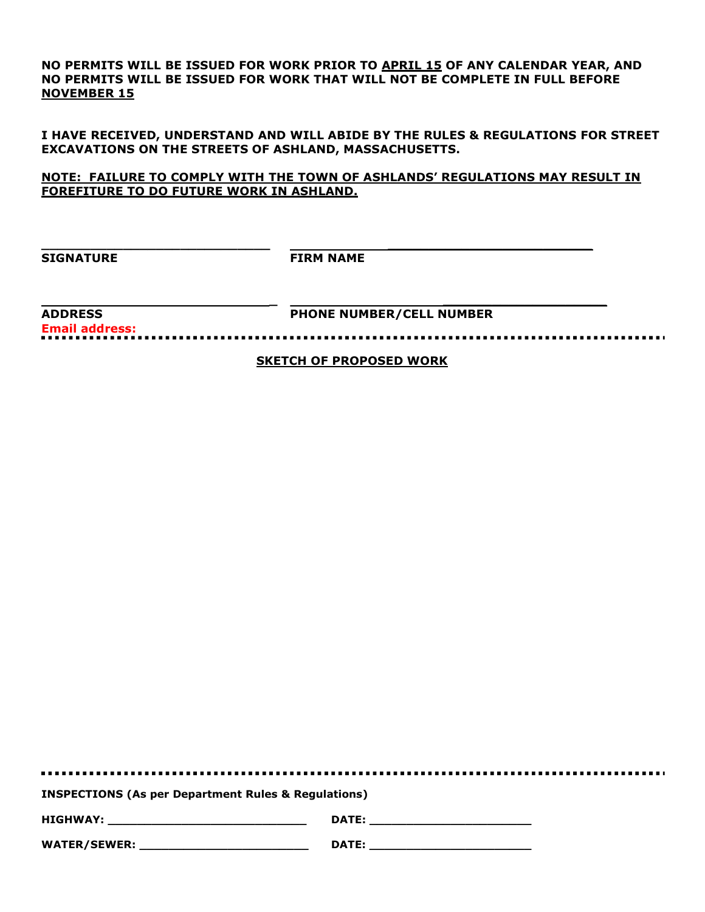**NO PERMITS WILL BE ISSUED FOR WORK PRIOR TO APRIL 15 OF ANY CALENDAR YEAR, AND NO PERMITS WILL BE ISSUED FOR WORK THAT WILL NOT BE COMPLETE IN FULL BEFORE NOVEMBER 15**

**I HAVE RECEIVED, UNDERSTAND AND WILL ABIDE BY THE RULES & REGULATIONS FOR STREET EXCAVATIONS ON THE STREETS OF ASHLAND, MASSACHUSETTS.**

**NOTE: FAILURE TO COMPLY WITH THE TOWN OF ASHLANDS' REGULATIONS MAY RESULT IN FOREFITURE TO DO FUTURE WORK IN ASHLAND.**

______________________________ ______________________________

**SIGNATURE** **FIRM NAME**

______________________________ ______________________________

**ADDRESS** **PHONE NUMBER/CELL NUMBER**

**Email address:**

---

## SKETCH OF PROPOSED WORK

---

**INSPECTIONS (As per Department Rules & Regulations)**

**HIGHWAY:** ____________________________ **DATE:** ______________________

**WATER/SEWER:** ________________________ **DATE:** ______________________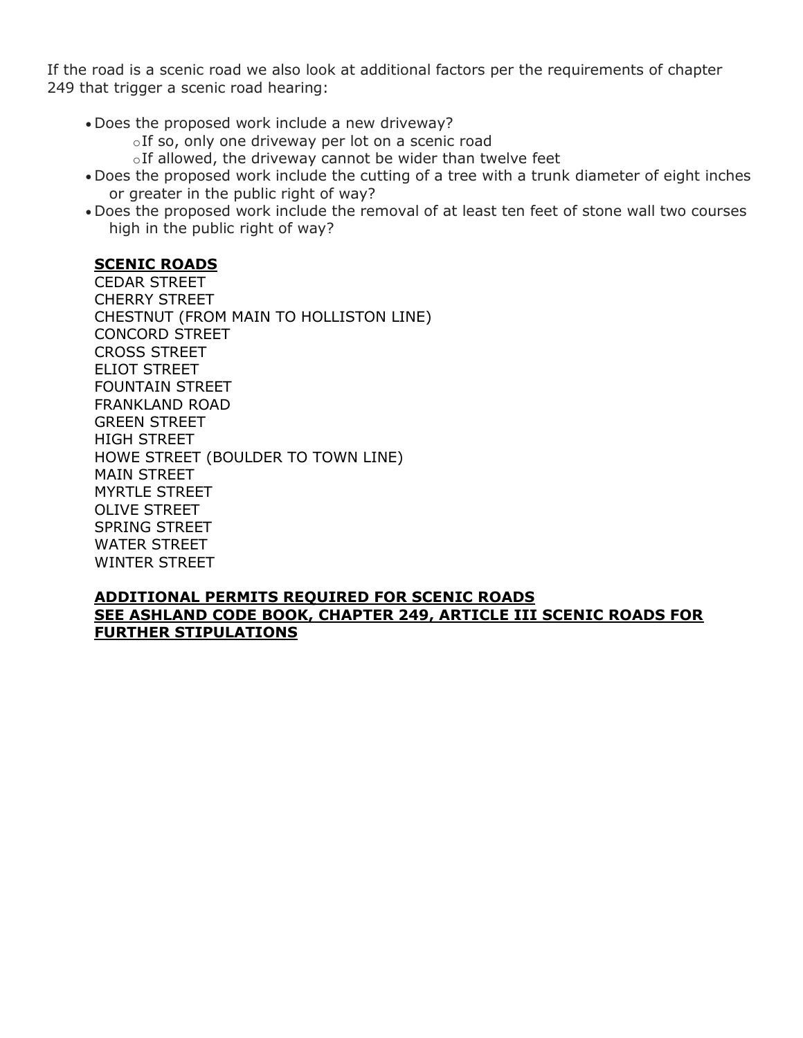If the road is a scenic road we also look at additional factors per the requirements of chapter 249 that trigger a scenic road hearing:

- Does the proposed work include a new driveway?
  - If so, only one driveway per lot on a scenic road
  - If allowed, the driveway cannot be wider than twelve feet
- Does the proposed work include the cutting of a tree with a trunk diameter of eight inches or greater in the public right of way?
- Does the proposed work include the removal of at least ten feet of stone wall two courses high in the public right of way?

**SCENIC ROADS**

CEDAR STREET
CHERRY STREET
CHESTNUT (FROM MAIN TO HOLLISTON LINE)
CONCORD STREET
CROSS STREET
ELIOT STREET
FOUNTAIN STREET
FRANKLAND ROAD
GREEN STREET
HIGH STREET
HOWE STREET (BOULDER TO TOWN LINE)
MAIN STREET
MYRTLE STREET
OLIVE STREET
SPRING STREET
WATER STREET
WINTER STREET

**ADDITIONAL PERMITS REQUIRED FOR SCENIC ROADS**
**SEE ASHLAND CODE BOOK, CHAPTER 249, ARTICLE III SCENIC ROADS FOR FURTHER STIPULATIONS**